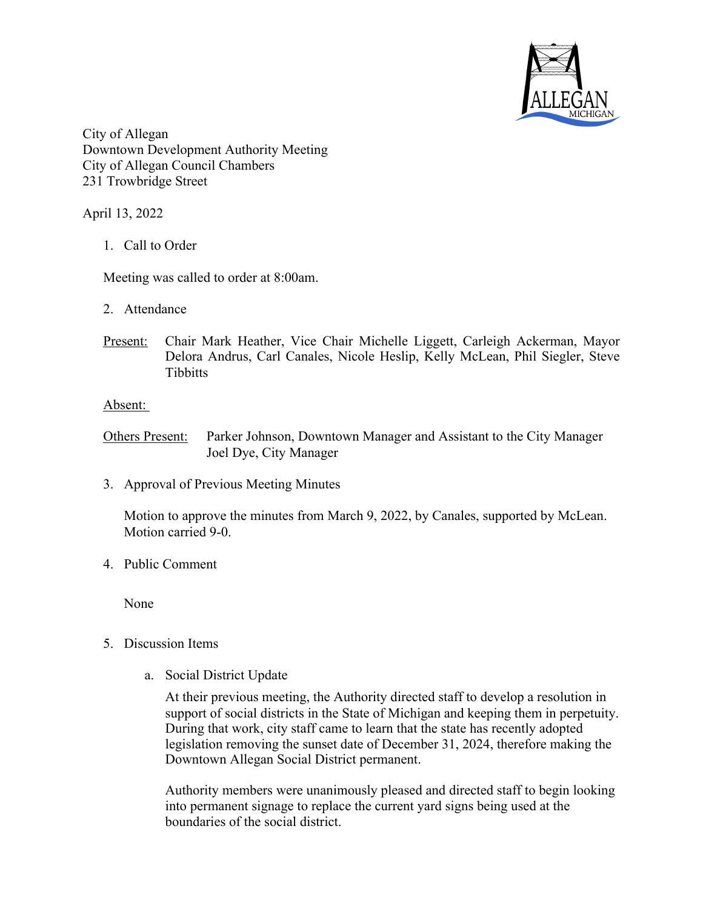City of Allegan
Downtown Development Authority Meeting
City of Allegan Council Chambers
231 Trowbridge Street

April 13, 2022

1. Call to Order

Meeting was called to order at 8:00am.

2. Attendance

Present: Chair Mark Heather, Vice Chair Michelle Liggett, Carleigh Ackerman, Mayor Delora Andrus, Carl Canales, Nicole Heslip, Kelly McLean, Phil Siegler, Steve Tibbitts

Absent:

Others Present: Parker Johnson, Downtown Manager and Assistant to the City Manager
Joel Dye, City Manager

3. Approval of Previous Meeting Minutes

   Motion to approve the minutes from March 9, 2022, by Canales, supported by McLean. Motion carried 9-0.

4. Public Comment

   None

5. Discussion Items

   a. Social District Update

      At their previous meeting, the Authority directed staff to develop a resolution in support of social districts in the State of Michigan and keeping them in perpetuity. During that work, city staff came to learn that the state has recently adopted legislation removing the sunset date of December 31, 2024, therefore making the Downtown Allegan Social District permanent.

      Authority members were unanimously pleased and directed staff to begin looking into permanent signage to replace the current yard signs being used at the boundaries of the social district.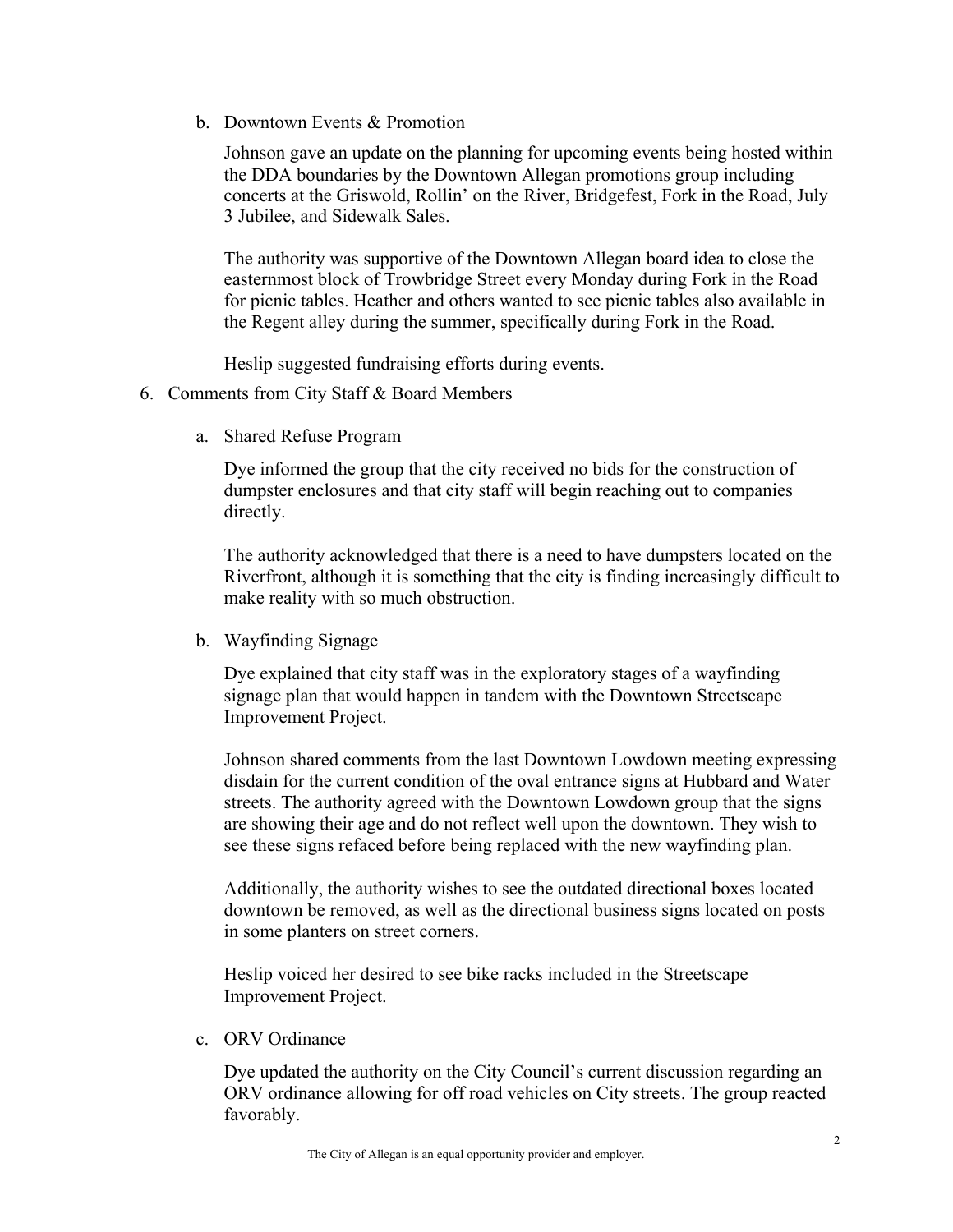b. Downtown Events & Promotion

   Johnson gave an update on the planning for upcoming events being hosted within the DDA boundaries by the Downtown Allegan promotions group including concerts at the Griswold, Rollin' on the River, Bridgefest, Fork in the Road, July 3 Jubilee, and Sidewalk Sales.

   The authority was supportive of the Downtown Allegan board idea to close the easternmost block of Trowbridge Street every Monday during Fork in the Road for picnic tables. Heather and others wanted to see picnic tables also available in the Regent alley during the summer, specifically during Fork in the Road.

   Heslip suggested fundraising efforts during events.

6. Comments from City Staff & Board Members

   a. Shared Refuse Program

      Dye informed the group that the city received no bids for the construction of dumpster enclosures and that city staff will begin reaching out to companies directly.

      The authority acknowledged that there is a need to have dumpsters located on the Riverfront, although it is something that the city is finding increasingly difficult to make reality with so much obstruction.

   b. Wayfinding Signage

      Dye explained that city staff was in the exploratory stages of a wayfinding signage plan that would happen in tandem with the Downtown Streetscape Improvement Project.

      Johnson shared comments from the last Downtown Lowdown meeting expressing disdain for the current condition of the oval entrance signs at Hubbard and Water streets. The authority agreed with the Downtown Lowdown group that the signs are showing their age and do not reflect well upon the downtown. They wish to see these signs refaced before being replaced with the new wayfinding plan.

      Additionally, the authority wishes to see the outdated directional boxes located downtown be removed, as well as the directional business signs located on posts in some planters on street corners.

      Heslip voiced her desired to see bike racks included in the Streetscape Improvement Project.

   c. ORV Ordinance

      Dye updated the authority on the City Council's current discussion regarding an ORV ordinance allowing for off road vehicles on City streets. The group reacted favorably.

The City of Allegan is an equal opportunity provider and employer.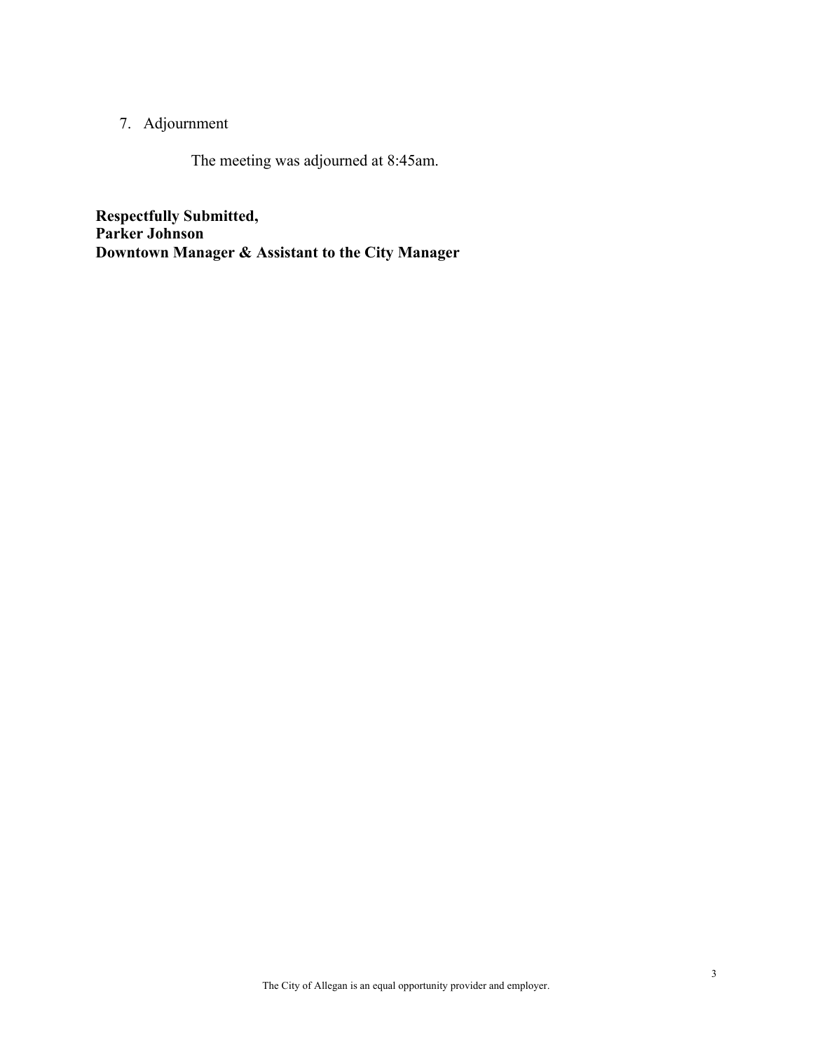7. Adjournment

   The meeting was adjourned at 8:45am.

**Respectfully Submitted,**
**Parker Johnson**
**Downtown Manager & Assistant to the City Manager**

The City of Allegan is an equal opportunity provider and employer.